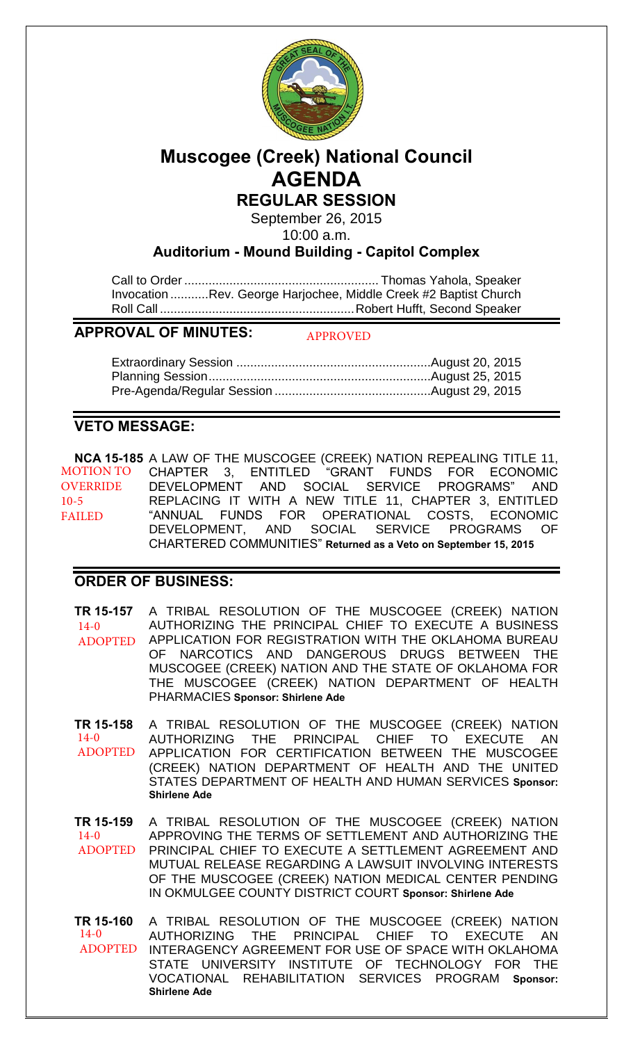# Muscogee (Creek) National Council
# AGENDA
## REGULAR SESSION

September 26, 2015
10:00 a.m.

**Auditorium - Mound Building - Capitol Complex**

Call to Order ........................................................ Thomas Yahola, Speaker
Invocation ...........Rev. George Harjochee, Middle Creek #2 Baptist Church
Roll Call ........................................................ Robert Hufft, Second Speaker

## APPROVAL OF MINUTES:

APPROVED

Extraordinary Session ........................................................August 20, 2015
Planning Session................................................................August 25, 2015
Pre-Agenda/Regular Session ............................................August 29, 2015

## VETO MESSAGE:

**NCA 15-185** A LAW OF THE MUSCOGEE (CREEK) NATION REPEALING TITLE 11, CHAPTER 3, ENTITLED "GRANT FUNDS FOR ECONOMIC DEVELOPMENT AND SOCIAL SERVICE PROGRAMS" AND REPLACING IT WITH A NEW TITLE 11, CHAPTER 3, ENTITLED "ANNUAL FUNDS FOR OPERATIONAL COSTS, ECONOMIC DEVELOPMENT, AND SOCIAL SERVICE PROGRAMS OF CHARTERED COMMUNITIES" **Returned as a Veto on September 15, 2015**

MOTION TO OVERRIDE 10-5 FAILED

## ORDER OF BUSINESS:

**TR 15-157** A TRIBAL RESOLUTION OF THE MUSCOGEE (CREEK) NATION AUTHORIZING THE PRINCIPAL CHIEF TO EXECUTE A BUSINESS APPLICATION FOR REGISTRATION WITH THE OKLAHOMA BUREAU OF NARCOTICS AND DANGEROUS DRUGS BETWEEN THE MUSCOGEE (CREEK) NATION AND THE STATE OF OKLAHOMA FOR THE MUSCOGEE (CREEK) NATION DEPARTMENT OF HEALTH PHARMACIES **Sponsor: Shirlene Ade**

14-0 ADOPTED

**TR 15-158** A TRIBAL RESOLUTION OF THE MUSCOGEE (CREEK) NATION AUTHORIZING THE PRINCIPAL CHIEF TO EXECUTE AN APPLICATION FOR CERTIFICATION BETWEEN THE MUSCOGEE (CREEK) NATION DEPARTMENT OF HEALTH AND THE UNITED STATES DEPARTMENT OF HEALTH AND HUMAN SERVICES **Sponsor: Shirlene Ade**

14-0 ADOPTED

**TR 15-159** A TRIBAL RESOLUTION OF THE MUSCOGEE (CREEK) NATION APPROVING THE TERMS OF SETTLEMENT AND AUTHORIZING THE PRINCIPAL CHIEF TO EXECUTE A SETTLEMENT AGREEMENT AND MUTUAL RELEASE REGARDING A LAWSUIT INVOLVING INTERESTS OF THE MUSCOGEE (CREEK) NATION MEDICAL CENTER PENDING IN OKMULGEE COUNTY DISTRICT COURT **Sponsor: Shirlene Ade**

14-0 ADOPTED

**TR 15-160** A TRIBAL RESOLUTION OF THE MUSCOGEE (CREEK) NATION AUTHORIZING THE PRINCIPAL CHIEF TO EXECUTE AN INTERAGENCY AGREEMENT FOR USE OF SPACE WITH OKLAHOMA STATE UNIVERSITY INSTITUTE OF TECHNOLOGY FOR THE VOCATIONAL REHABILITATION SERVICES PROGRAM **Sponsor: Shirlene Ade**

14-0 ADOPTED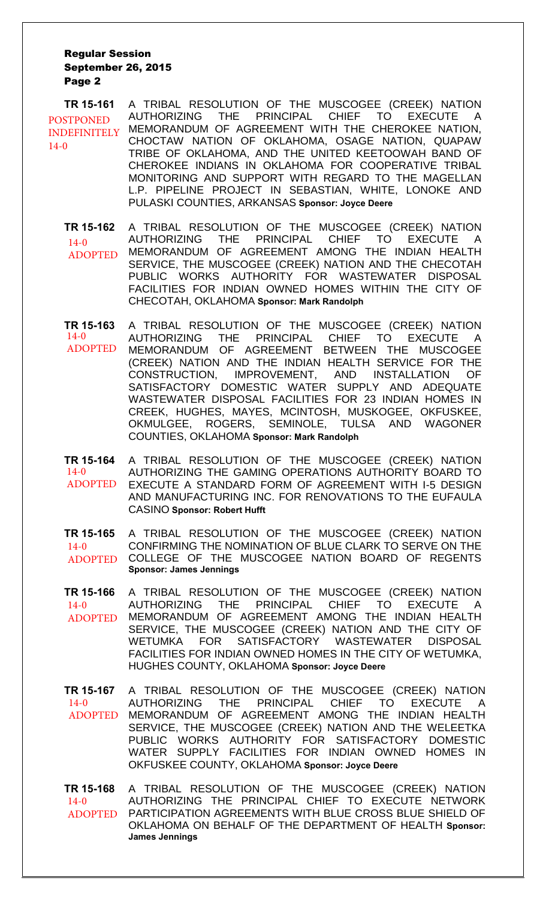**TR 15-161** POSTPONED INDEFINITELY 14-0

A TRIBAL RESOLUTION OF THE MUSCOGEE (CREEK) NATION AUTHORIZING THE PRINCIPAL CHIEF TO EXECUTE A MEMORANDUM OF AGREEMENT WITH THE CHEROKEE NATION, CHOCTAW NATION OF OKLAHOMA, OSAGE NATION, QUAPAW TRIBE OF OKLAHOMA, AND THE UNITED KEETOOWAH BAND OF CHEROKEE INDIANS IN OKLAHOMA FOR COOPERATIVE TRIBAL MONITORING AND SUPPORT WITH REGARD TO THE MAGELLAN L.P. PIPELINE PROJECT IN SEBASTIAN, WHITE, LONOKE AND PULASKI COUNTIES, ARKANSAS **Sponsor: Joyce Deere**

**TR 15-162** 14-0 ADOPTED

A TRIBAL RESOLUTION OF THE MUSCOGEE (CREEK) NATION AUTHORIZING THE PRINCIPAL CHIEF TO EXECUTE A MEMORANDUM OF AGREEMENT AMONG THE INDIAN HEALTH SERVICE, THE MUSCOGEE (CREEK) NATION AND THE CHECOTAH PUBLIC WORKS AUTHORITY FOR WASTEWATER DISPOSAL FACILITIES FOR INDIAN OWNED HOMES WITHIN THE CITY OF CHECOTAH, OKLAHOMA **Sponsor: Mark Randolph**

**TR 15-163** 14-0 ADOPTED

A TRIBAL RESOLUTION OF THE MUSCOGEE (CREEK) NATION AUTHORIZING THE PRINCIPAL CHIEF TO EXECUTE A MEMORANDUM OF AGREEMENT BETWEEN THE MUSCOGEE (CREEK) NATION AND THE INDIAN HEALTH SERVICE FOR THE CONSTRUCTION, IMPROVEMENT, AND INSTALLATION OF SATISFACTORY DOMESTIC WATER SUPPLY AND ADEQUATE WASTEWATER DISPOSAL FACILITIES FOR 23 INDIAN HOMES IN CREEK, HUGHES, MAYES, MCINTOSH, MUSKOGEE, OKFUSKEE, OKMULGEE, ROGERS, SEMINOLE, TULSA AND WAGONER COUNTIES, OKLAHOMA **Sponsor: Mark Randolph**

**TR 15-164** 14-0 ADOPTED

A TRIBAL RESOLUTION OF THE MUSCOGEE (CREEK) NATION AUTHORIZING THE GAMING OPERATIONS AUTHORITY BOARD TO EXECUTE A STANDARD FORM OF AGREEMENT WITH I-5 DESIGN AND MANUFACTURING INC. FOR RENOVATIONS TO THE EUFAULA CASINO **Sponsor: Robert Hufft**

**TR 15-165** 14-0 ADOPTED

A TRIBAL RESOLUTION OF THE MUSCOGEE (CREEK) NATION CONFIRMING THE NOMINATION OF BLUE CLARK TO SERVE ON THE COLLEGE OF THE MUSCOGEE NATION BOARD OF REGENTS **Sponsor: James Jennings**

**TR 15-166** 14-0 ADOPTED

A TRIBAL RESOLUTION OF THE MUSCOGEE (CREEK) NATION AUTHORIZING THE PRINCIPAL CHIEF TO EXECUTE A MEMORANDUM OF AGREEMENT AMONG THE INDIAN HEALTH SERVICE, THE MUSCOGEE (CREEK) NATION AND THE CITY OF WETUMKA FOR SATISFACTORY WASTEWATER DISPOSAL FACILITIES FOR INDIAN OWNED HOMES IN THE CITY OF WETUMKA, HUGHES COUNTY, OKLAHOMA **Sponsor: Joyce Deere**

**TR 15-167** 14-0 ADOPTED

A TRIBAL RESOLUTION OF THE MUSCOGEE (CREEK) NATION AUTHORIZING THE PRINCIPAL CHIEF TO EXECUTE A MEMORANDUM OF AGREEMENT AMONG THE INDIAN HEALTH SERVICE, THE MUSCOGEE (CREEK) NATION AND THE WELEETKA PUBLIC WORKS AUTHORITY FOR SATISFACTORY DOMESTIC WATER SUPPLY FACILITIES FOR INDIAN OWNED HOMES IN OKFUSKEE COUNTY, OKLAHOMA **Sponsor: Joyce Deere**

**TR 15-168** 14-0 ADOPTED

A TRIBAL RESOLUTION OF THE MUSCOGEE (CREEK) NATION AUTHORIZING THE PRINCIPAL CHIEF TO EXECUTE NETWORK PARTICIPATION AGREEMENTS WITH BLUE CROSS BLUE SHIELD OF OKLAHOMA ON BEHALF OF THE DEPARTMENT OF HEALTH **Sponsor: James Jennings**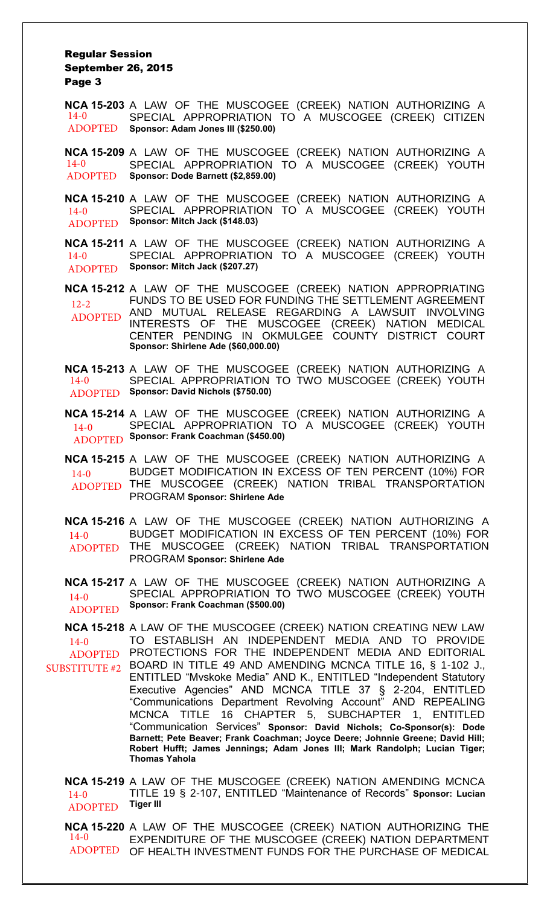**NCA 15-203** A LAW OF THE MUSCOGEE (CREEK) NATION AUTHORIZING A SPECIAL APPROPRIATION TO A MUSCOGEE (CREEK) CITIZEN **Sponsor: Adam Jones III ($250.00)**
14-0
ADOPTED

**NCA 15-209** A LAW OF THE MUSCOGEE (CREEK) NATION AUTHORIZING A SPECIAL APPROPRIATION TO A MUSCOGEE (CREEK) YOUTH **Sponsor: Dode Barnett ($2,859.00)**
14-0
ADOPTED

**NCA 15-210** A LAW OF THE MUSCOGEE (CREEK) NATION AUTHORIZING A SPECIAL APPROPRIATION TO A MUSCOGEE (CREEK) YOUTH **Sponsor: Mitch Jack ($148.03)**
14-0
ADOPTED

**NCA 15-211** A LAW OF THE MUSCOGEE (CREEK) NATION AUTHORIZING A SPECIAL APPROPRIATION TO A MUSCOGEE (CREEK) YOUTH **Sponsor: Mitch Jack ($207.27)**
14-0
ADOPTED

**NCA 15-212** A LAW OF THE MUSCOGEE (CREEK) NATION APPROPRIATING FUNDS TO BE USED FOR FUNDING THE SETTLEMENT AGREEMENT AND MUTUAL RELEASE REGARDING A LAWSUIT INVOLVING INTERESTS OF THE MUSCOGEE (CREEK) NATION MEDICAL CENTER PENDING IN OKMULGEE COUNTY DISTRICT COURT **Sponsor: Shirlene Ade ($60,000.00)**
12-2
ADOPTED

**NCA 15-213** A LAW OF THE MUSCOGEE (CREEK) NATION AUTHORIZING A SPECIAL APPROPRIATION TO TWO MUSCOGEE (CREEK) YOUTH **Sponsor: David Nichols ($750.00)**
14-0
ADOPTED

**NCA 15-214** A LAW OF THE MUSCOGEE (CREEK) NATION AUTHORIZING A SPECIAL APPROPRIATION TO A MUSCOGEE (CREEK) YOUTH **Sponsor: Frank Coachman ($450.00)**
14-0
ADOPTED

**NCA 15-215** A LAW OF THE MUSCOGEE (CREEK) NATION AUTHORIZING A BUDGET MODIFICATION IN EXCESS OF TEN PERCENT (10%) FOR THE MUSCOGEE (CREEK) NATION TRIBAL TRANSPORTATION PROGRAM **Sponsor: Shirlene Ade**
14-0
ADOPTED

**NCA 15-216** A LAW OF THE MUSCOGEE (CREEK) NATION AUTHORIZING A BUDGET MODIFICATION IN EXCESS OF TEN PERCENT (10%) FOR THE MUSCOGEE (CREEK) NATION TRIBAL TRANSPORTATION PROGRAM **Sponsor: Shirlene Ade**
14-0
ADOPTED

**NCA 15-217** A LAW OF THE MUSCOGEE (CREEK) NATION AUTHORIZING A SPECIAL APPROPRIATION TO TWO MUSCOGEE (CREEK) YOUTH **Sponsor: Frank Coachman ($500.00)**
14-0
ADOPTED

**NCA 15-218** A LAW OF THE MUSCOGEE (CREEK) NATION CREATING NEW LAW TO ESTABLISH AN INDEPENDENT MEDIA AND TO PROVIDE PROTECTIONS FOR THE INDEPENDENT MEDIA AND EDITORIAL BOARD IN TITLE 49 AND AMENDING MCNCA TITLE 16, § 1-102 J., ENTITLED "Mvskoke Media" AND K., ENTITLED "Independent Statutory Executive Agencies" AND MCNCA TITLE 37 § 2-204, ENTITLED "Communications Department Revolving Account" AND REPEALING MCNCA TITLE 16 CHAPTER 5, SUBCHAPTER 1, ENTITLED "Communication Services" **Sponsor: David Nichols; Co-Sponsor(s): Dode Barnett; Pete Beaver; Frank Coachman; Joyce Deere; Johnnie Greene; David Hill; Robert Hufft; James Jennings; Adam Jones III; Mark Randolph; Lucian Tiger; Thomas Yahola**
14-0
ADOPTED
SUBSTITUTE #2

**NCA 15-219** A LAW OF THE MUSCOGEE (CREEK) NATION AMENDING MCNCA TITLE 19 § 2-107, ENTITLED "Maintenance of Records" **Sponsor: Lucian Tiger III**
14-0
ADOPTED

**NCA 15-220** A LAW OF THE MUSCOGEE (CREEK) NATION AUTHORIZING THE EXPENDITURE OF THE MUSCOGEE (CREEK) NATION DEPARTMENT OF HEALTH INVESTMENT FUNDS FOR THE PURCHASE OF MEDICAL
14-0
ADOPTED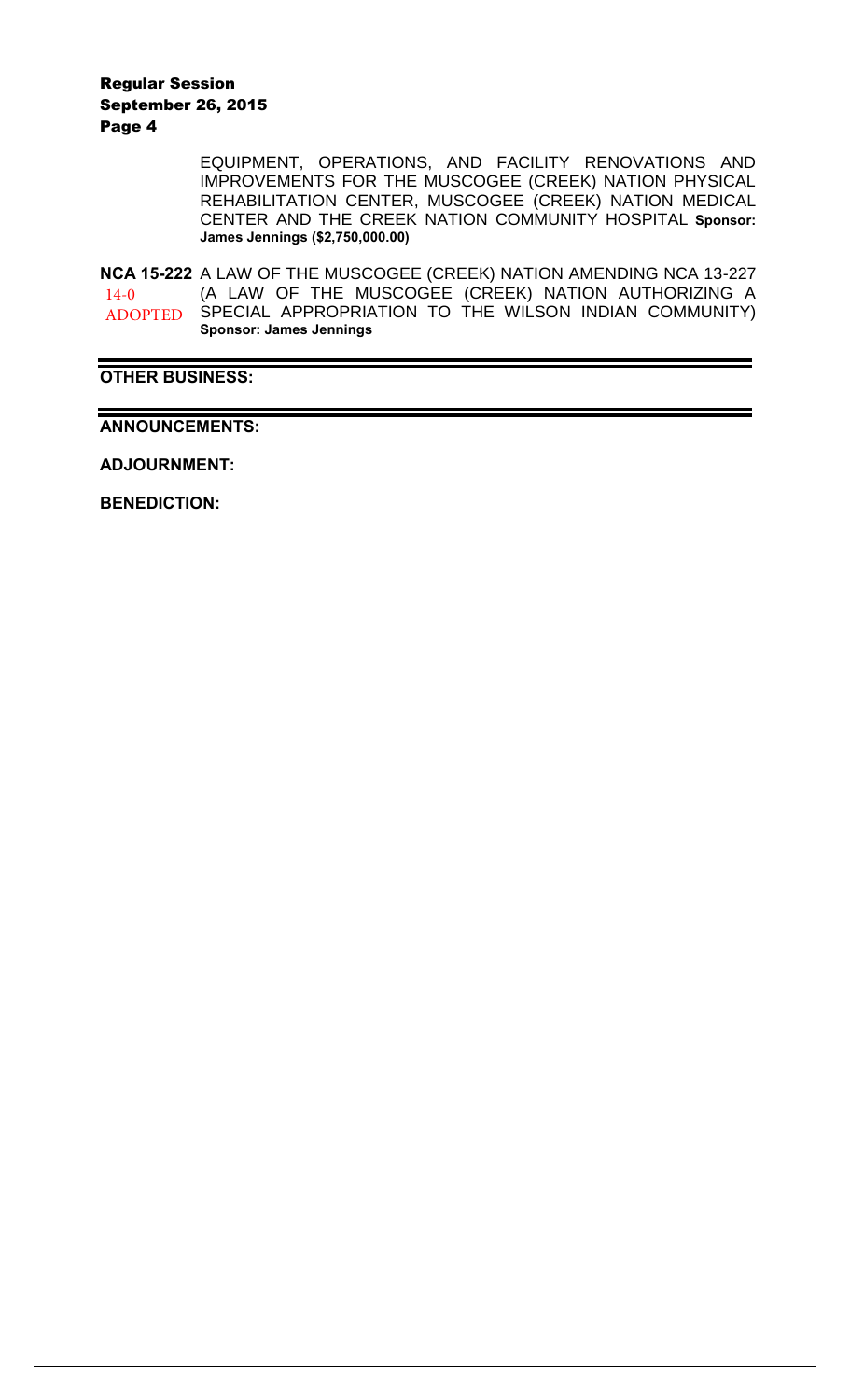EQUIPMENT, OPERATIONS, AND FACILITY RENOVATIONS AND IMPROVEMENTS FOR THE MUSCOGEE (CREEK) NATION PHYSICAL REHABILITATION CENTER, MUSCOGEE (CREEK) NATION MEDICAL CENTER AND THE CREEK NATION COMMUNITY HOSPITAL **Sponsor: James Jennings ($2,750,000.00)**

**NCA 15-222** A LAW OF THE MUSCOGEE (CREEK) NATION AMENDING NCA 13-227 (A LAW OF THE MUSCOGEE (CREEK) NATION AUTHORIZING A SPECIAL APPROPRIATION TO THE WILSON INDIAN COMMUNITY) **Sponsor: James Jennings**
14-0
ADOPTED

**OTHER BUSINESS:**

**ANNOUNCEMENTS:**

**ADJOURNMENT:**

**BENEDICTION:**